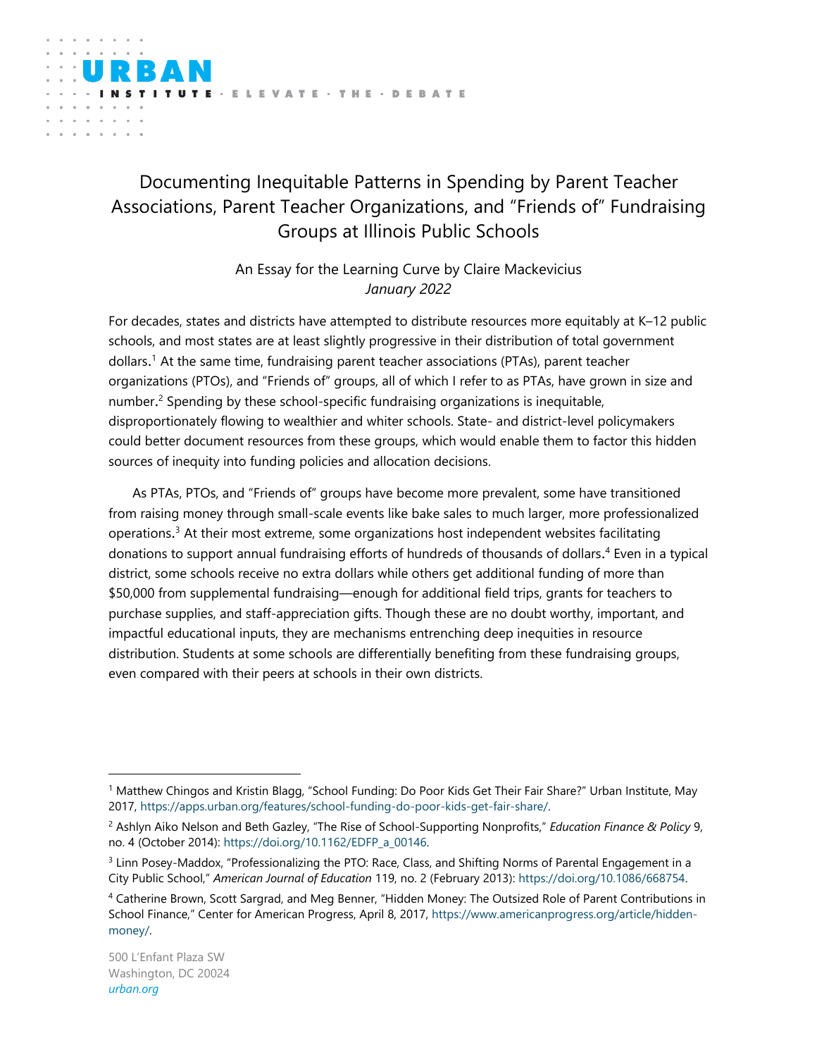# Documenting Inequitable Patterns in Spending by Parent Teacher Associations, Parent Teacher Organizations, and "Friends of" Fundraising Groups at Illinois Public Schools

An Essay for the Learning Curve by Claire Mackevicius
*January 2022*

For decades, states and districts have attempted to distribute resources more equitably at K–12 public schools, and most states are at least slightly progressive in their distribution of total government dollars.[1] At the same time, fundraising parent teacher associations (PTAs), parent teacher organizations (PTOs), and "Friends of" groups, all of which I refer to as PTAs, have grown in size and number.[2] Spending by these school-specific fundraising organizations is inequitable, disproportionately flowing to wealthier and whiter schools. State- and district-level policymakers could better document resources from these groups, which would enable them to factor this hidden sources of inequity into funding policies and allocation decisions.

As PTAs, PTOs, and "Friends of" groups have become more prevalent, some have transitioned from raising money through small-scale events like bake sales to much larger, more professionalized operations.[3] At their most extreme, some organizations host independent websites facilitating donations to support annual fundraising efforts of hundreds of thousands of dollars.[4] Even in a typical district, some schools receive no extra dollars while others get additional funding of more than $50,000 from supplemental fundraising—enough for additional field trips, grants for teachers to purchase supplies, and staff-appreciation gifts. Though these are no doubt worthy, important, and impactful educational inputs, they are mechanisms entrenching deep inequities in resource distribution. Students at some schools are differentially benefiting from these fundraising groups, even compared with their peers at schools in their own districts.

---

[1] Matthew Chingos and Kristin Blagg, "School Funding: Do Poor Kids Get Their Fair Share?" Urban Institute, May 2017, https://apps.urban.org/features/school-funding-do-poor-kids-get-fair-share/.

[2] Ashlyn Aiko Nelson and Beth Gazley, "The Rise of School-Supporting Nonprofits," *Education Finance & Policy* 9, no. 4 (October 2014): https://doi.org/10.1162/EDFP_a_00146.

[3] Linn Posey-Maddox, "Professionalizing the PTO: Race, Class, and Shifting Norms of Parental Engagement in a City Public School," *American Journal of Education* 119, no. 2 (February 2013): https://doi.org/10.1086/668754.

[4] Catherine Brown, Scott Sargrad, and Meg Benner, "Hidden Money: The Outsized Role of Parent Contributions in School Finance," Center for American Progress, April 8, 2017, https://www.americanprogress.org/article/hidden-money/.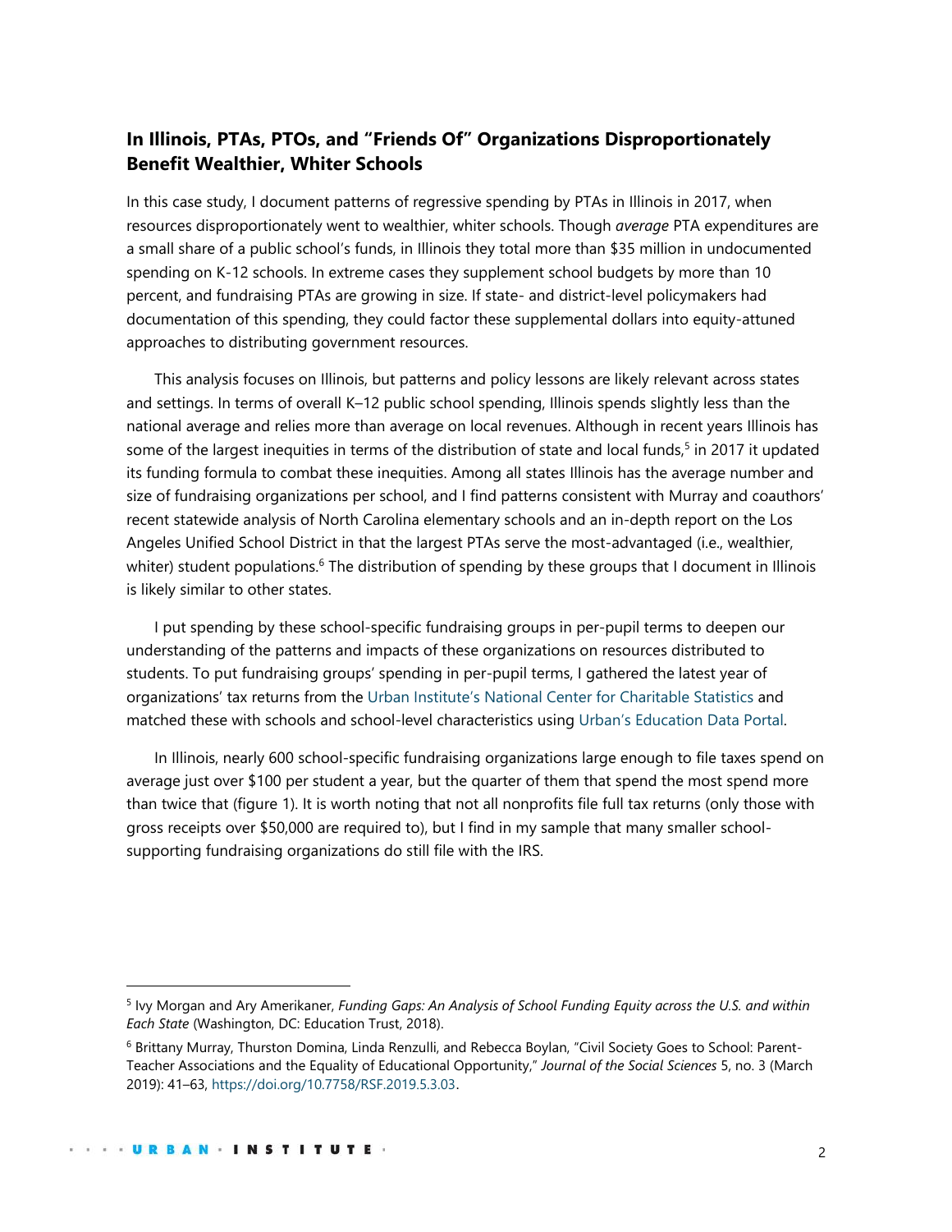## In Illinois, PTAs, PTOs, and "Friends Of" Organizations Disproportionately Benefit Wealthier, Whiter Schools

In this case study, I document patterns of regressive spending by PTAs in Illinois in 2017, when resources disproportionately went to wealthier, whiter schools. Though *average* PTA expenditures are a small share of a public school's funds, in Illinois they total more than $35 million in undocumented spending on K-12 schools. In extreme cases they supplement school budgets by more than 10 percent, and fundraising PTAs are growing in size. If state- and district-level policymakers had documentation of this spending, they could factor these supplemental dollars into equity-attuned approaches to distributing government resources.

This analysis focuses on Illinois, but patterns and policy lessons are likely relevant across states and settings. In terms of overall K–12 public school spending, Illinois spends slightly less than the national average and relies more than average on local revenues. Although in recent years Illinois has some of the largest inequities in terms of the distribution of state and local funds,[5] in 2017 it updated its funding formula to combat these inequities. Among all states Illinois has the average number and size of fundraising organizations per school, and I find patterns consistent with Murray and coauthors' recent statewide analysis of North Carolina elementary schools and an in-depth report on the Los Angeles Unified School District in that the largest PTAs serve the most-advantaged (i.e., wealthier, whiter) student populations.[6] The distribution of spending by these groups that I document in Illinois is likely similar to other states.

I put spending by these school-specific fundraising groups in per-pupil terms to deepen our understanding of the patterns and impacts of these organizations on resources distributed to students. To put fundraising groups' spending in per-pupil terms, I gathered the latest year of organizations' tax returns from the Urban Institute's National Center for Charitable Statistics and matched these with schools and school-level characteristics using Urban's Education Data Portal.

In Illinois, nearly 600 school-specific fundraising organizations large enough to file taxes spend on average just over $100 per student a year, but the quarter of them that spend the most spend more than twice that (figure 1). It is worth noting that not all nonprofits file full tax returns (only those with gross receipts over $50,000 are required to), but I find in my sample that many smaller school-supporting fundraising organizations do still file with the IRS.

---

[5] Ivy Morgan and Ary Amerikaner, *Funding Gaps: An Analysis of School Funding Equity across the U.S. and within Each State* (Washington, DC: Education Trust, 2018).

[6] Brittany Murray, Thurston Domina, Linda Renzulli, and Rebecca Boylan, "Civil Society Goes to School: Parent-Teacher Associations and the Equality of Educational Opportunity," *Journal of the Social Sciences* 5, no. 3 (March 2019): 41–63, https://doi.org/10.7758/RSF.2019.5.3.03.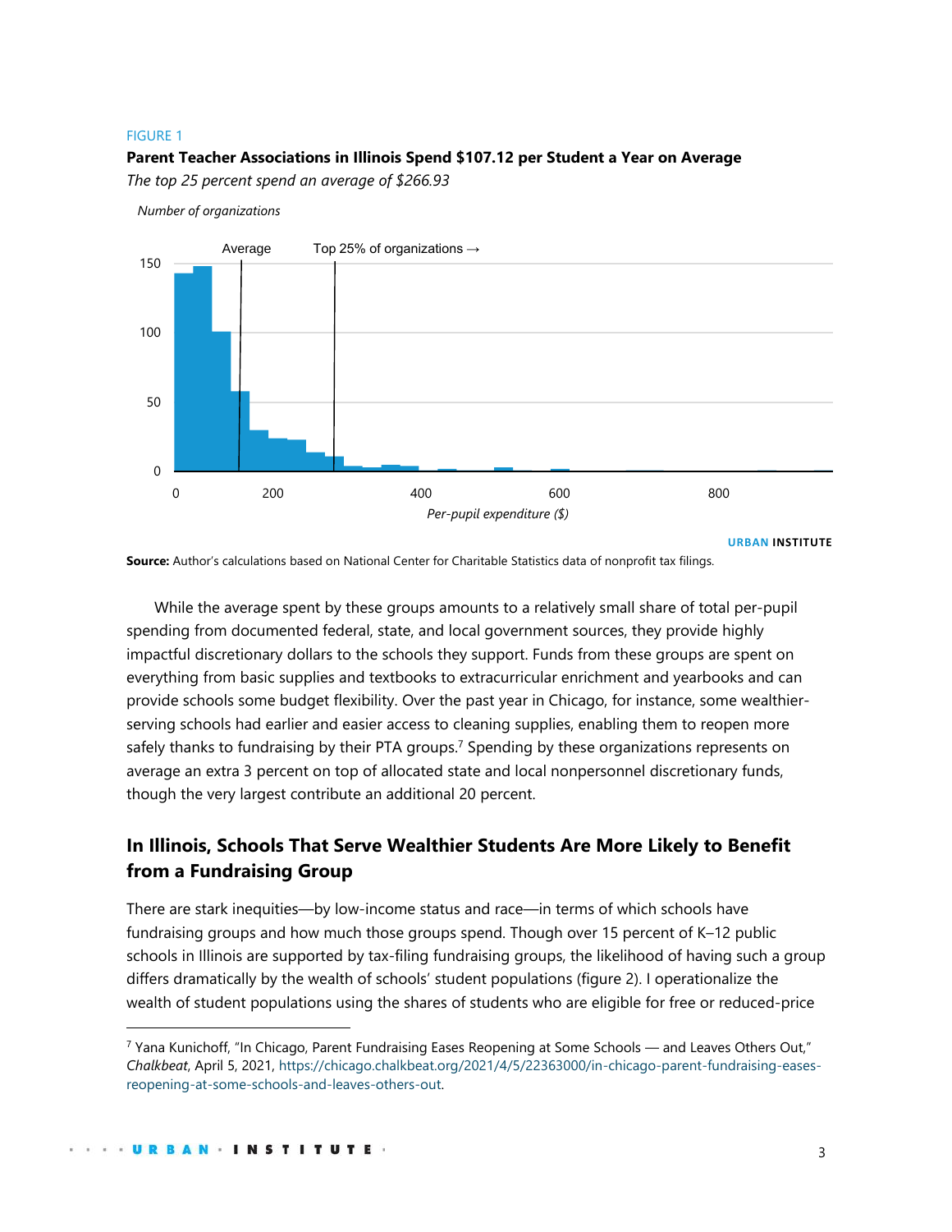FIGURE 1

**Parent Teacher Associations in Illinois Spend $107.12 per Student a Year on Average**

*The top 25 percent spend an average of $266.93*

*Number of organizations*

Average

Top 25% of organizations →

*Per-pupil expenditure ($)*

URBAN INSTITUTE

**Source:** Author's calculations based on National Center for Charitable Statistics data of nonprofit tax filings.

While the average spent by these groups amounts to a relatively small share of total per-pupil spending from documented federal, state, and local government sources, they provide highly impactful discretionary dollars to the schools they support. Funds from these groups are spent on everything from basic supplies and textbooks to extracurricular enrichment and yearbooks and can provide schools some budget flexibility. Over the past year in Chicago, for instance, some wealthier-serving schools had earlier and easier access to cleaning supplies, enabling them to reopen more safely thanks to fundraising by their PTA groups.[7] Spending by these organizations represents on average an extra 3 percent on top of allocated state and local nonpersonnel discretionary funds, though the very largest contribute an additional 20 percent.

## In Illinois, Schools That Serve Wealthier Students Are More Likely to Benefit from a Fundraising Group

There are stark inequities—by low-income status and race—in terms of which schools have fundraising groups and how much those groups spend. Though over 15 percent of K–12 public schools in Illinois are supported by tax-filing fundraising groups, the likelihood of having such a group differs dramatically by the wealth of schools' student populations (figure 2). I operationalize the wealth of student populations using the shares of students who are eligible for free or reduced-price

[7] Yana Kunichoff, "In Chicago, Parent Fundraising Eases Reopening at Some Schools — and Leaves Others Out," *Chalkbeat*, April 5, 2021, https://chicago.chalkbeat.org/2021/4/5/22363000/in-chicago-parent-fundraising-eases-reopening-at-some-schools-and-leaves-others-out.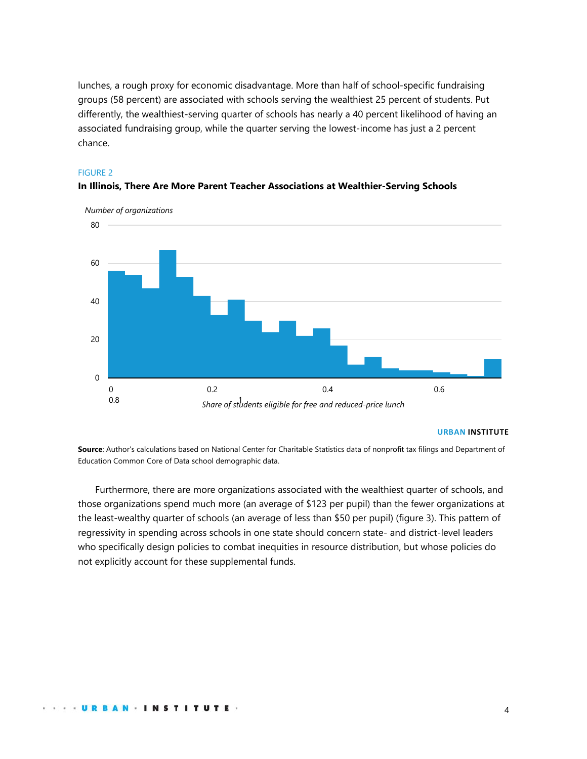lunches, a rough proxy for economic disadvantage. More than half of school-specific fundraising groups (58 percent) are associated with schools serving the wealthiest 25 percent of students. Put differently, the wealthiest-serving quarter of schools has nearly a 40 percent likelihood of having an associated fundraising group, while the quarter serving the lowest-income has just a 2 percent chance.

FIGURE 2

**In Illinois, There Are More Parent Teacher Associations at Wealthier-Serving Schools**

*Number of organizations*

80

60

40

20

0

0 0.2 0.4 0.6 0.8 1

*Share of students eligible for free and reduced-price lunch*

URBAN INSTITUTE

**Source**: Author's calculations based on National Center for Charitable Statistics data of nonprofit tax filings and Department of Education Common Core of Data school demographic data.

Furthermore, there are more organizations associated with the wealthiest quarter of schools, and those organizations spend much more (an average of $123 per pupil) than the fewer organizations at the least-wealthy quarter of schools (an average of less than $50 per pupil) (figure 3). This pattern of regressivity in spending across schools in one state should concern state- and district-level leaders who specifically design policies to combat inequities in resource distribution, but whose policies do not explicitly account for these supplemental funds.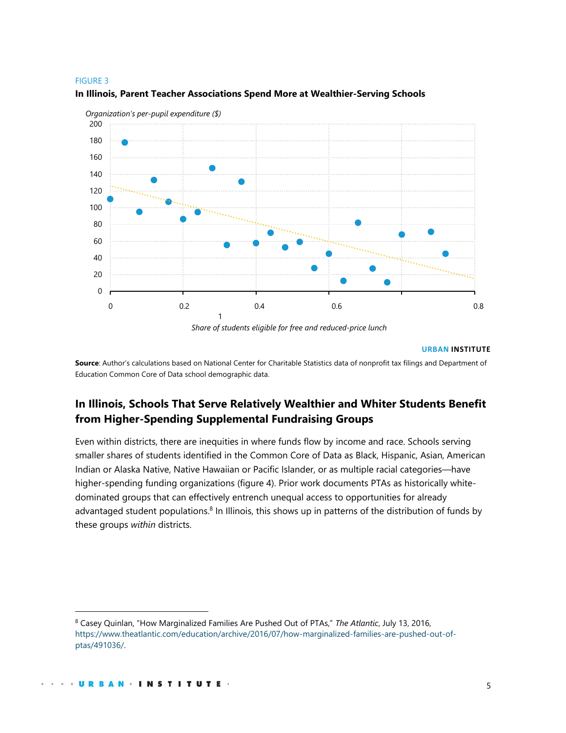FIGURE 3

**In Illinois, Parent Teacher Associations Spend More at Wealthier-Serving Schools**

*Organization's per-pupil expenditure ($)*

*Share of students eligible for free and reduced-price lunch*

URBAN INSTITUTE

**Source**: Author's calculations based on National Center for Charitable Statistics data of nonprofit tax filings and Department of Education Common Core of Data school demographic data.

## In Illinois, Schools That Serve Relatively Wealthier and Whiter Students Benefit from Higher-Spending Supplemental Fundraising Groups

Even within districts, there are inequities in where funds flow by income and race. Schools serving smaller shares of students identified in the Common Core of Data as Black, Hispanic, Asian, American Indian or Alaska Native, Native Hawaiian or Pacific Islander, or as multiple racial categories—have higher-spending funding organizations (figure 4). Prior work documents PTAs as historically white-dominated groups that can effectively entrench unequal access to opportunities for already advantaged student populations.[8] In Illinois, this shows up in patterns of the distribution of funds by these groups *within* districts.

[8] Casey Quinlan, "How Marginalized Families Are Pushed Out of PTAs," *The Atlantic*, July 13, 2016, https://www.theatlantic.com/education/archive/2016/07/how-marginalized-families-are-pushed-out-of-ptas/491036/.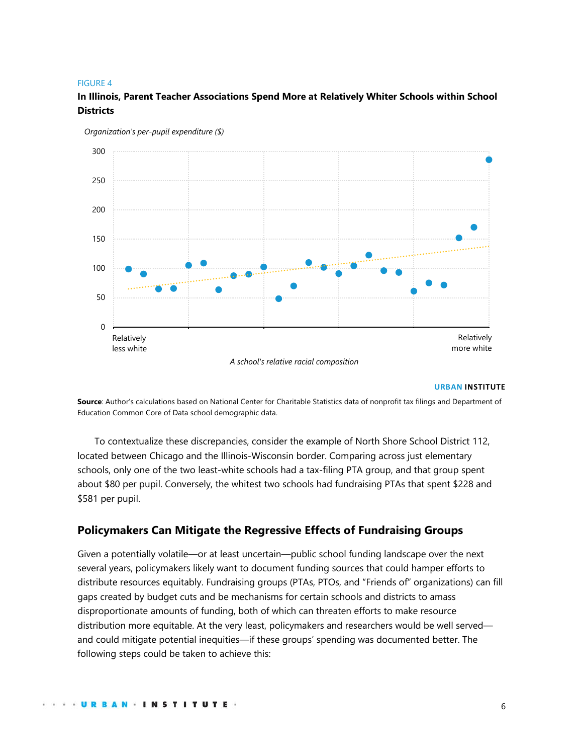FIGURE 4

**In Illinois, Parent Teacher Associations Spend More at Relatively Whiter Schools within School Districts**

*Organization's per-pupil expenditure ($)*

*A school's relative racial composition*

**Source**: Author's calculations based on National Center for Charitable Statistics data of nonprofit tax filings and Department of Education Common Core of Data school demographic data.

To contextualize these discrepancies, consider the example of North Shore School District 112, located between Chicago and the Illinois-Wisconsin border. Comparing across just elementary schools, only one of the two least-white schools had a tax-filing PTA group, and that group spent about $80 per pupil. Conversely, the whitest two schools had fundraising PTAs that spent $228 and $581 per pupil.

## Policymakers Can Mitigate the Regressive Effects of Fundraising Groups

Given a potentially volatile—or at least uncertain—public school funding landscape over the next several years, policymakers likely want to document funding sources that could hamper efforts to distribute resources equitably. Fundraising groups (PTAs, PTOs, and "Friends of" organizations) can fill gaps created by budget cuts and be mechanisms for certain schools and districts to amass disproportionate amounts of funding, both of which can threaten efforts to make resource distribution more equitable. At the very least, policymakers and researchers would be well served—and could mitigate potential inequities—if these groups' spending was documented better. The following steps could be taken to achieve this: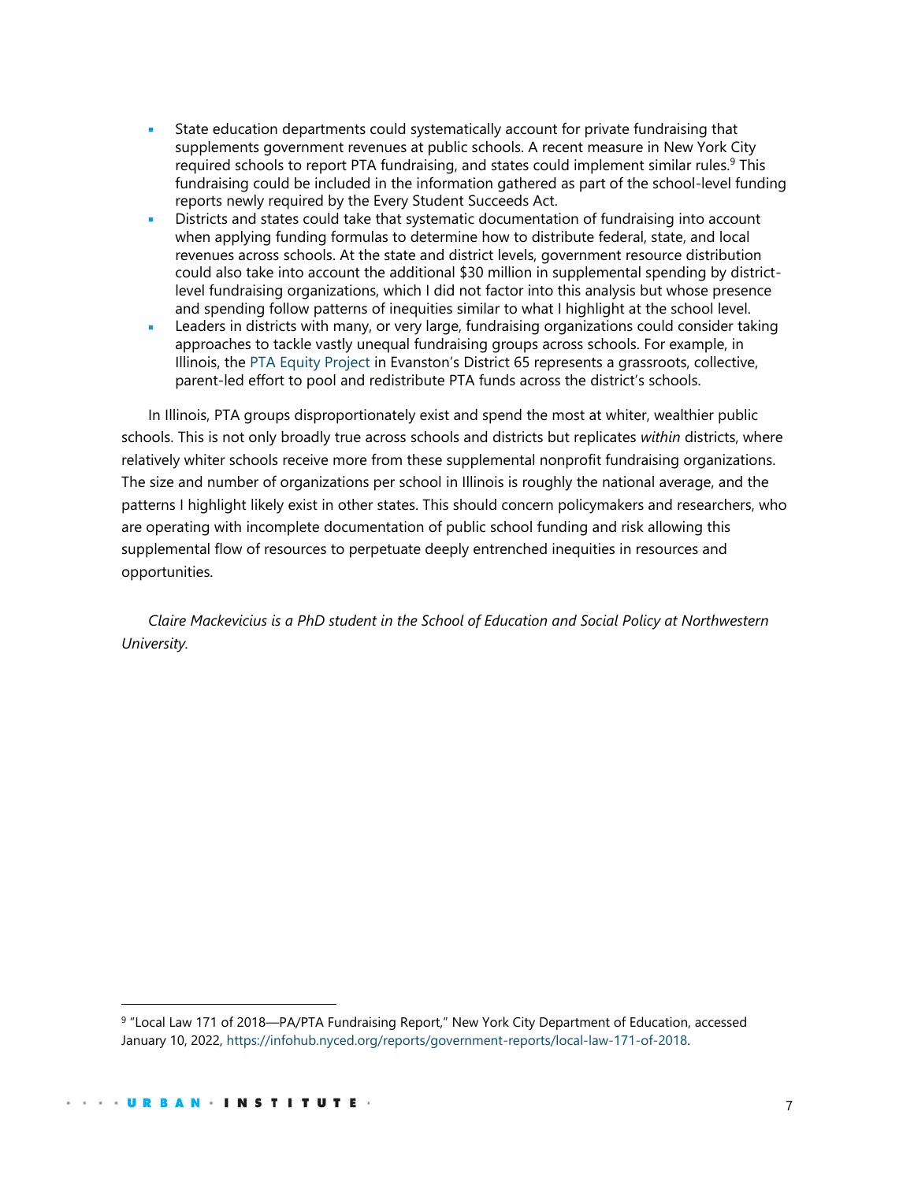- State education departments could systematically account for private fundraising that supplements government revenues at public schools. A recent measure in New York City required schools to report PTA fundraising, and states could implement similar rules.[9] This fundraising could be included in the information gathered as part of the school-level funding reports newly required by the Every Student Succeeds Act.
- Districts and states could take that systematic documentation of fundraising into account when applying funding formulas to determine how to distribute federal, state, and local revenues across schools. At the state and district levels, government resource distribution could also take into account the additional $30 million in supplemental spending by district-level fundraising organizations, which I did not factor into this analysis but whose presence and spending follow patterns of inequities similar to what I highlight at the school level.
- Leaders in districts with many, or very large, fundraising organizations could consider taking approaches to tackle vastly unequal fundraising groups across schools. For example, in Illinois, the PTA Equity Project in Evanston's District 65 represents a grassroots, collective, parent-led effort to pool and redistribute PTA funds across the district's schools.

In Illinois, PTA groups disproportionately exist and spend the most at whiter, wealthier public schools. This is not only broadly true across schools and districts but replicates *within* districts, where relatively whiter schools receive more from these supplemental nonprofit fundraising organizations. The size and number of organizations per school in Illinois is roughly the national average, and the patterns I highlight likely exist in other states. This should concern policymakers and researchers, who are operating with incomplete documentation of public school funding and risk allowing this supplemental flow of resources to perpetuate deeply entrenched inequities in resources and opportunities.

*Claire Mackevicius is a PhD student in the School of Education and Social Policy at Northwestern University.*

---

[9] "Local Law 171 of 2018—PA/PTA Fundraising Report," New York City Department of Education, accessed January 10, 2022, https://infohub.nyced.org/reports/government-reports/local-law-171-of-2018.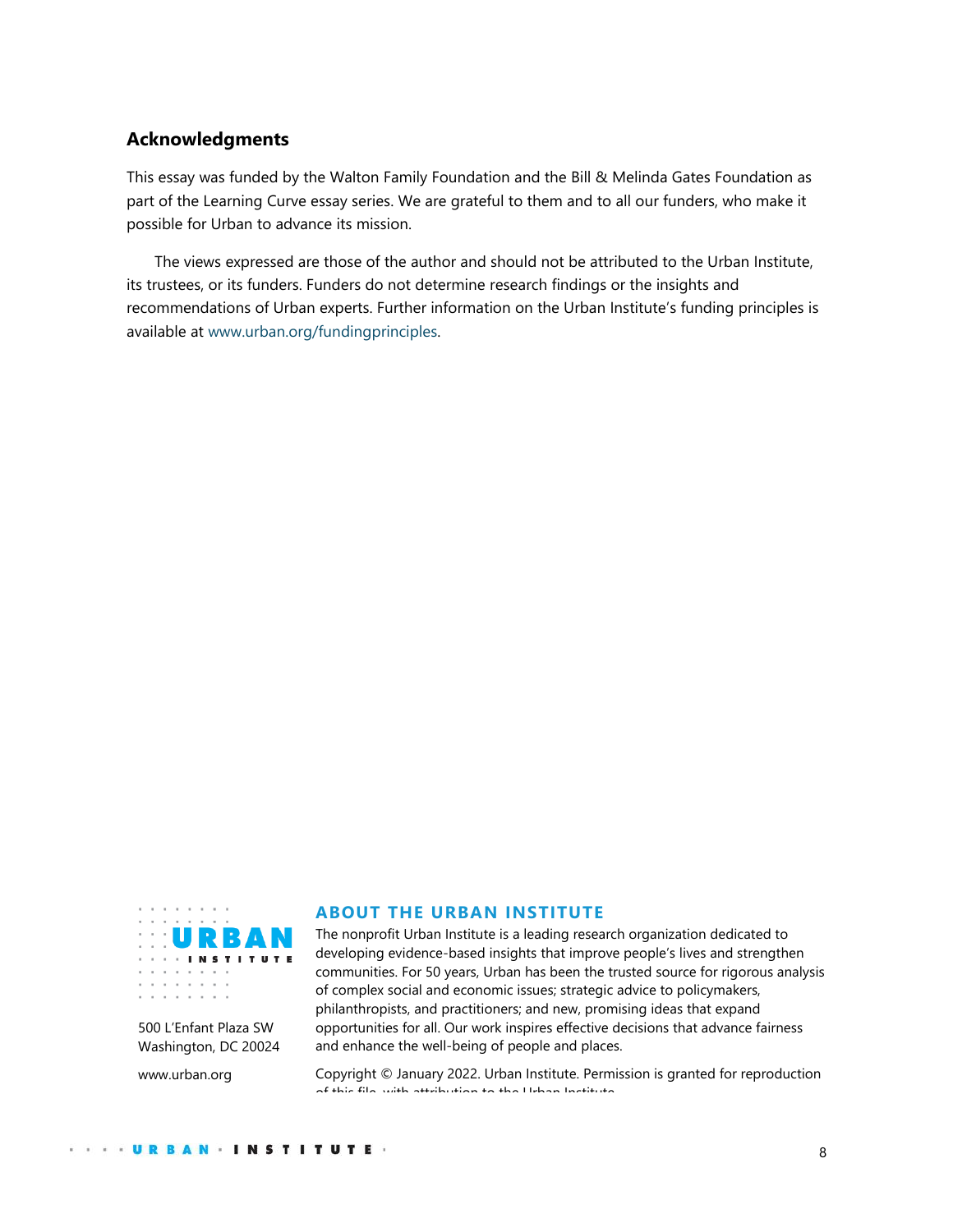## Acknowledgments

This essay was funded by the Walton Family Foundation and the Bill & Melinda Gates Foundation as part of the Learning Curve essay series. We are grateful to them and to all our funders, who make it possible for Urban to advance its mission.

The views expressed are those of the author and should not be attributed to the Urban Institute, its trustees, or its funders. Funders do not determine research findings or the insights and recommendations of Urban experts. Further information on the Urban Institute's funding principles is available at www.urban.org/fundingprinciples.

URBAN INSTITUTE

500 L'Enfant Plaza SW
Washington, DC 20024

www.urban.org

### ABOUT THE URBAN INSTITUTE

The nonprofit Urban Institute is a leading research organization dedicated to developing evidence-based insights that improve people's lives and strengthen communities. For 50 years, Urban has been the trusted source for rigorous analysis of complex social and economic issues; strategic advice to policymakers, philanthropists, and practitioners; and new, promising ideas that expand opportunities for all. Our work inspires effective decisions that advance fairness and enhance the well-being of people and places.

Copyright © January 2022. Urban Institute. Permission is granted for reproduction of this file, with attribution to the Urban Institute.